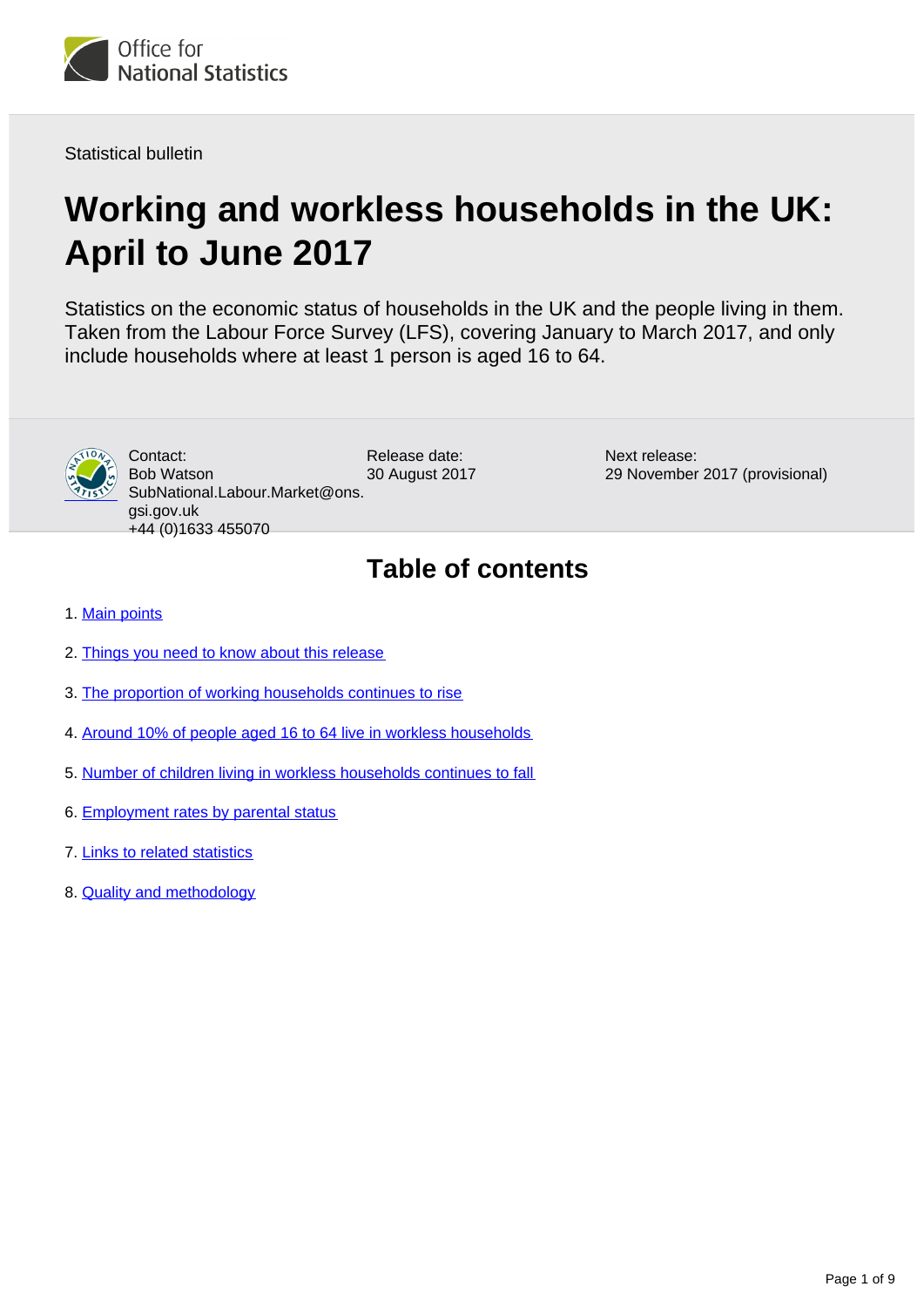Office for National Statistics

Statistical bulletin

# Working and workless households in the UK: April to June 2017

Statistics on the economic status of households in the UK and the people living in them. Taken from the Labour Force Survey (LFS), covering January to March 2017, and only include households where at least 1 person is aged 16 to 64.

Contact:
Bob Watson
SubNational.Labour.Market@ons.gsi.gov.uk
+44 (0)1633 455070

Release date:
30 August 2017

Next release:
29 November 2017 (provisional)

## Table of contents

1. Main points
2. Things you need to know about this release
3. The proportion of working households continues to rise
4. Around 10% of people aged 16 to 64 live in workless households
5. Number of children living in workless households continues to fall
6. Employment rates by parental status
7. Links to related statistics
8. Quality and methodology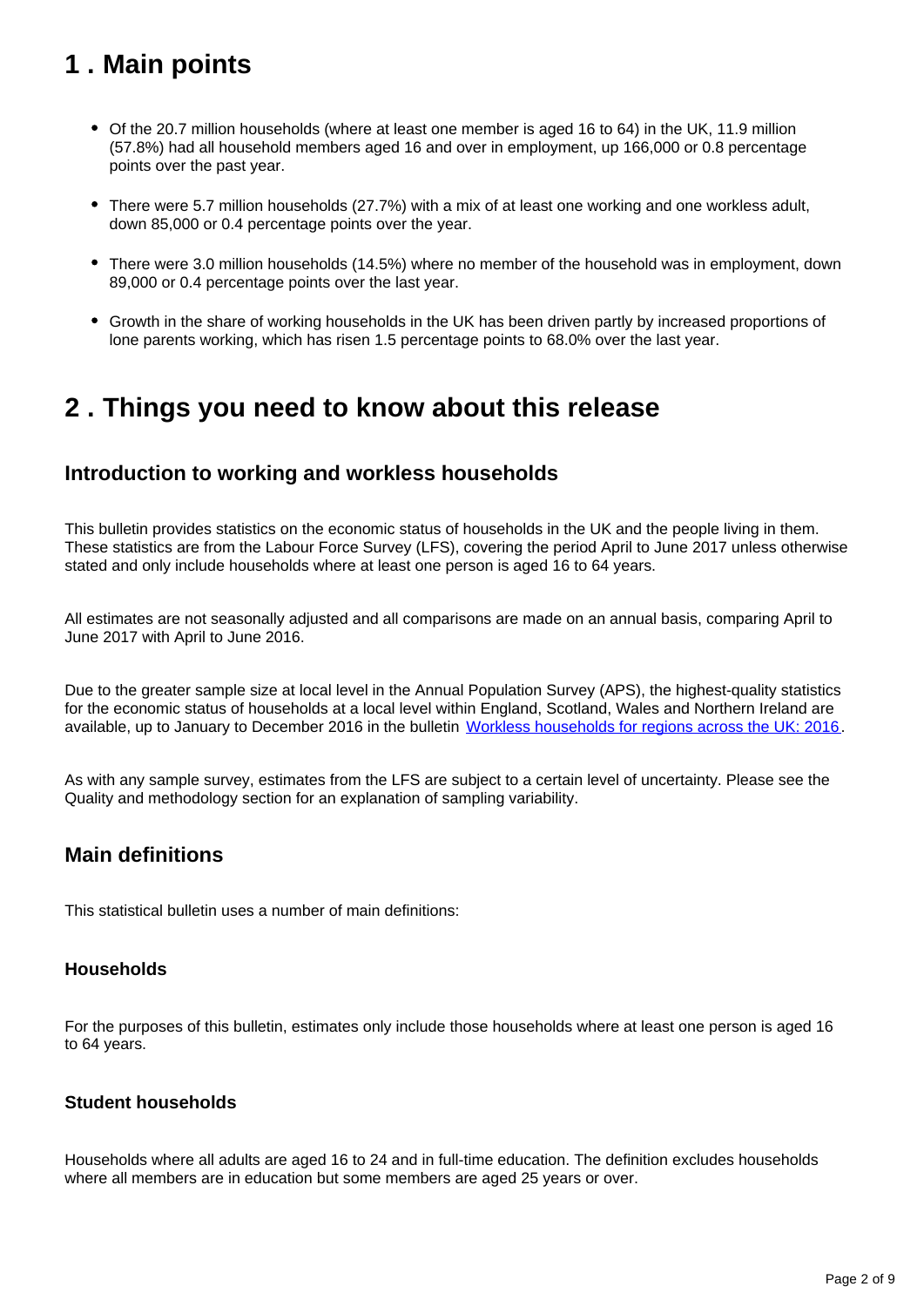## 1 . Main points

- Of the 20.7 million households (where at least one member is aged 16 to 64) in the UK, 11.9 million (57.8%) had all household members aged 16 and over in employment, up 166,000 or 0.8 percentage points over the past year.
- There were 5.7 million households (27.7%) with a mix of at least one working and one workless adult, down 85,000 or 0.4 percentage points over the year.
- There were 3.0 million households (14.5%) where no member of the household was in employment, down 89,000 or 0.4 percentage points over the last year.
- Growth in the share of working households in the UK has been driven partly by increased proportions of lone parents working, which has risen 1.5 percentage points to 68.0% over the last year.

## 2 . Things you need to know about this release

### Introduction to working and workless households

This bulletin provides statistics on the economic status of households in the UK and the people living in them. These statistics are from the Labour Force Survey (LFS), covering the period April to June 2017 unless otherwise stated and only include households where at least one person is aged 16 to 64 years.

All estimates are not seasonally adjusted and all comparisons are made on an annual basis, comparing April to June 2017 with April to June 2016.

Due to the greater sample size at local level in the Annual Population Survey (APS), the highest-quality statistics for the economic status of households at a local level within England, Scotland, Wales and Northern Ireland are available, up to January to December 2016 in the bulletin [Workless households for regions across the UK: 2016](#).

As with any sample survey, estimates from the LFS are subject to a certain level of uncertainty. Please see the Quality and methodology section for an explanation of sampling variability.

### Main definitions

This statistical bulletin uses a number of main definitions:

#### Households

For the purposes of this bulletin, estimates only include those households where at least one person is aged 16 to 64 years.

#### Student households

Households where all adults are aged 16 to 24 and in full-time education. The definition excludes households where all members are in education but some members are aged 25 years or over.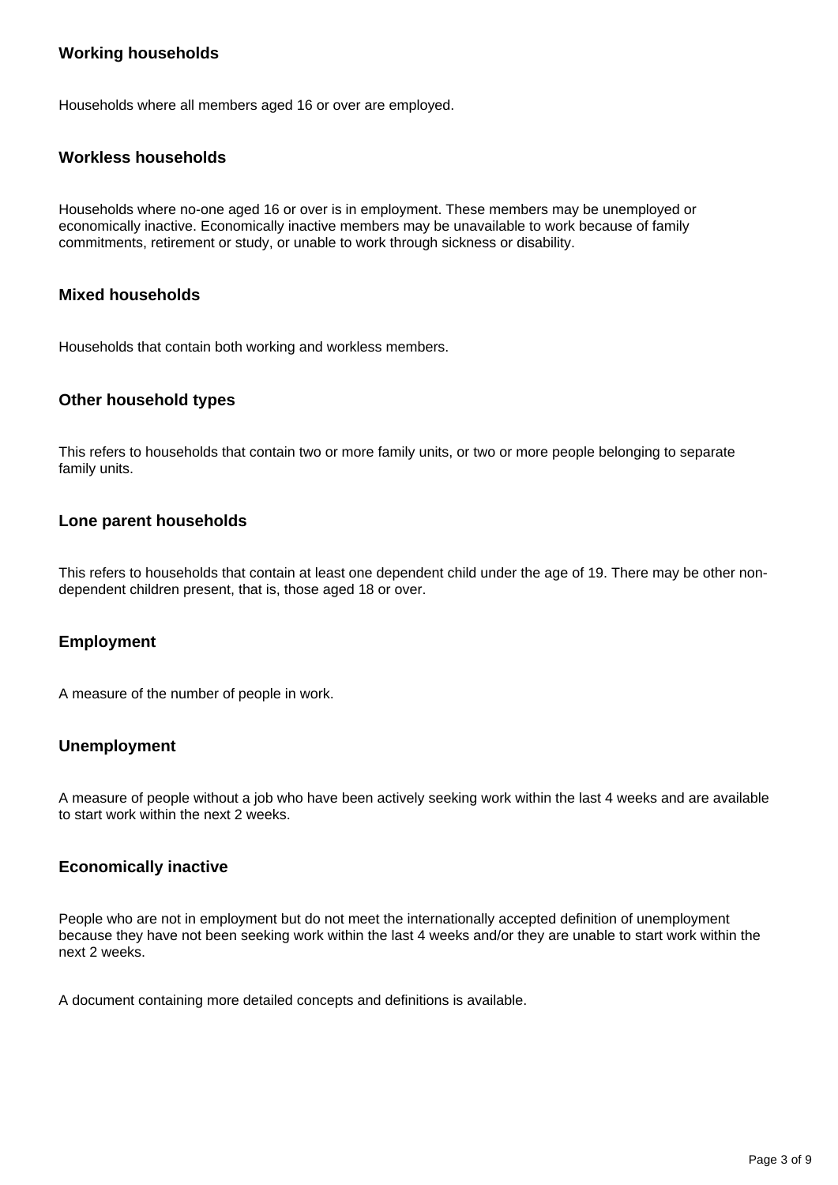### Working households

Households where all members aged 16 or over are employed.

### Workless households

Households where no-one aged 16 or over is in employment. These members may be unemployed or economically inactive. Economically inactive members may be unavailable to work because of family commitments, retirement or study, or unable to work through sickness or disability.

### Mixed households

Households that contain both working and workless members.

### Other household types

This refers to households that contain two or more family units, or two or more people belonging to separate family units.

### Lone parent households

This refers to households that contain at least one dependent child under the age of 19. There may be other non-dependent children present, that is, those aged 18 or over.

### Employment

A measure of the number of people in work.

### Unemployment

A measure of people without a job who have been actively seeking work within the last 4 weeks and are available to start work within the next 2 weeks.

### Economically inactive

People who are not in employment but do not meet the internationally accepted definition of unemployment because they have not been seeking work within the last 4 weeks and/or they are unable to start work within the next 2 weeks.

A document containing more detailed concepts and definitions is available.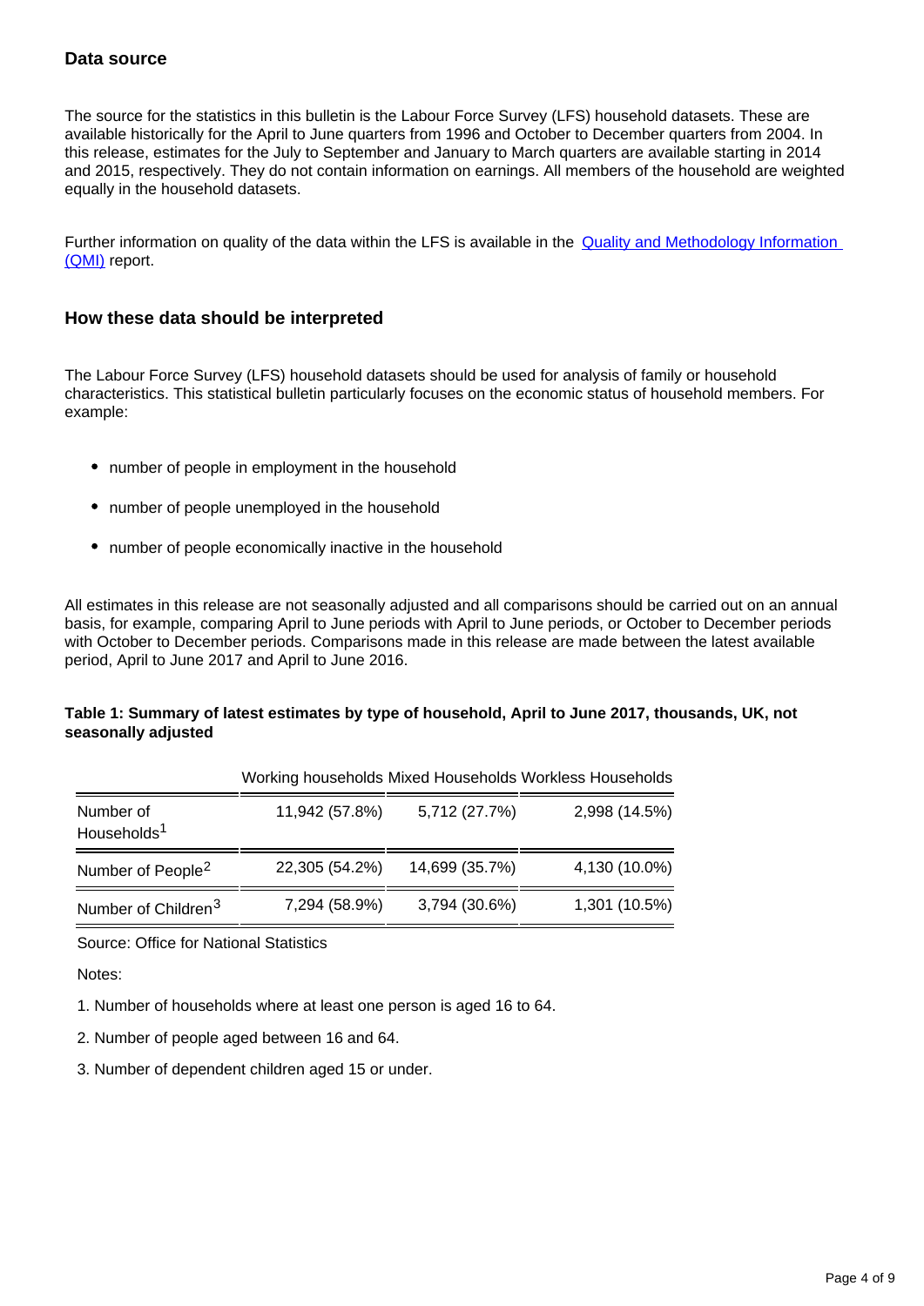### Data source

The source for the statistics in this bulletin is the Labour Force Survey (LFS) household datasets. These are available historically for the April to June quarters from 1996 and October to December quarters from 2004. In this release, estimates for the July to September and January to March quarters are available starting in 2014 and 2015, respectively. They do not contain information on earnings. All members of the household are weighted equally in the household datasets.

Further information on quality of the data within the LFS is available in the [Quality and Methodology Information (QMI)](#) report.

### How these data should be interpreted

The Labour Force Survey (LFS) household datasets should be used for analysis of family or household characteristics. This statistical bulletin particularly focuses on the economic status of household members. For example:

- number of people in employment in the household
- number of people unemployed in the household
- number of people economically inactive in the household

All estimates in this release are not seasonally adjusted and all comparisons should be carried out on an annual basis, for example, comparing April to June periods with April to June periods, or October to December periods with October to December periods. Comparisons made in this release are made between the latest available period, April to June 2017 and April to June 2016.

**Table 1: Summary of latest estimates by type of household, April to June 2017, thousands, UK, not seasonally adjusted**

| | Working households | Mixed Households | Workless Households |
|---|---|---|---|
| Number of Households[1] | 11,942 (57.8%) | 5,712 (27.7%) | 2,998 (14.5%) |
| Number of People[2] | 22,305 (54.2%) | 14,699 (35.7%) | 4,130 (10.0%) |
| Number of Children[3] | 7,294 (58.9%) | 3,794 (30.6%) | 1,301 (10.5%) |

Source: Office for National Statistics

Notes:

1. Number of households where at least one person is aged 16 to 64.
2. Number of people aged between 16 and 64.
3. Number of dependent children aged 15 or under.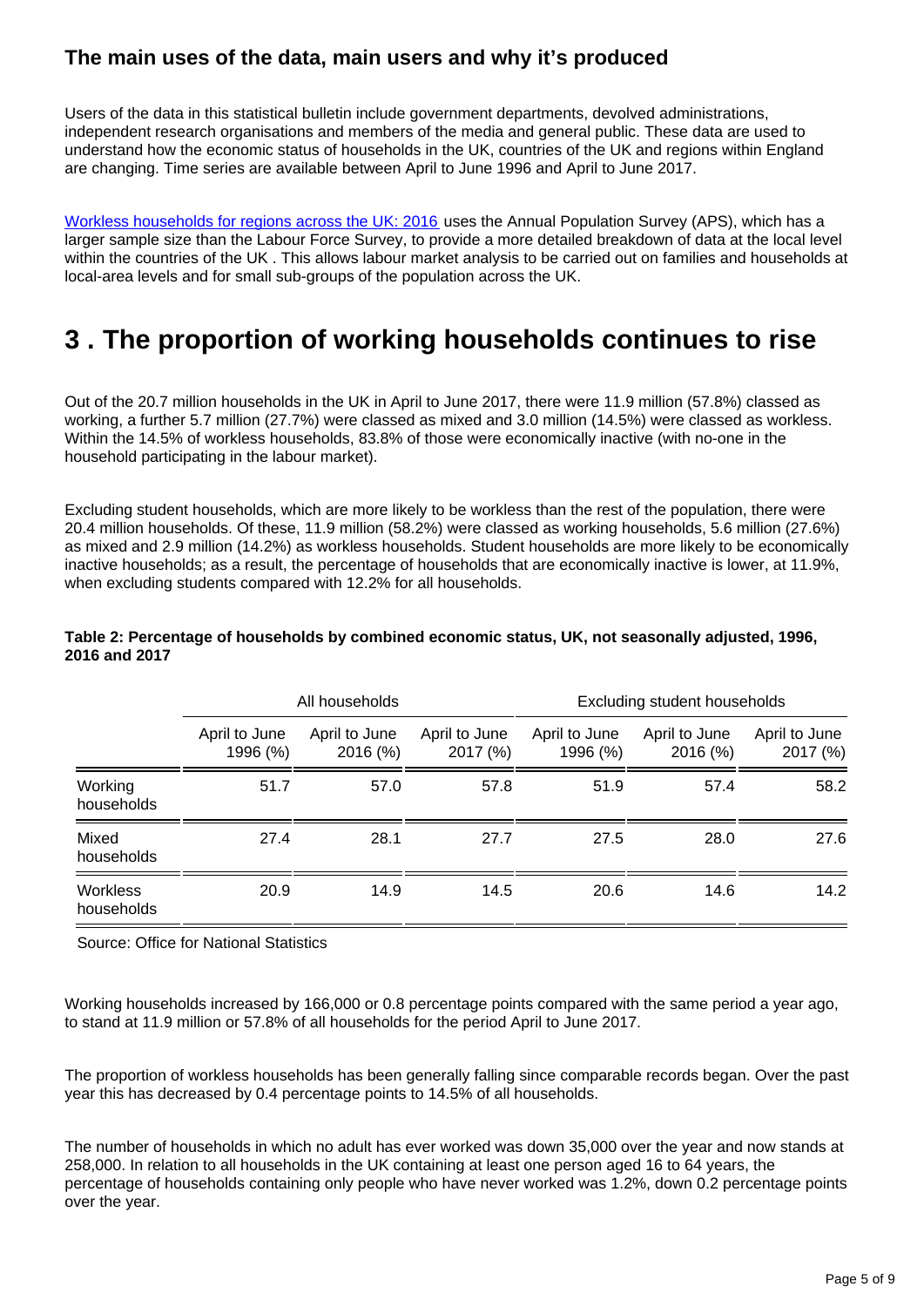### The main uses of the data, main users and why it's produced

Users of the data in this statistical bulletin include government departments, devolved administrations, independent research organisations and members of the media and general public. These data are used to understand how the economic status of households in the UK, countries of the UK and regions within England are changing. Time series are available between April to June 1996 and April to June 2017.

[Workless households for regions across the UK: 2016](#) uses the Annual Population Survey (APS), which has a larger sample size than the Labour Force Survey, to provide a more detailed breakdown of data at the local level within the countries of the UK . This allows labour market analysis to be carried out on families and households at local-area levels and for small sub-groups of the population across the UK.

# 3 . The proportion of working households continues to rise

Out of the 20.7 million households in the UK in April to June 2017, there were 11.9 million (57.8%) classed as working, a further 5.7 million (27.7%) were classed as mixed and 3.0 million (14.5%) were classed as workless. Within the 14.5% of workless households, 83.8% of those were economically inactive (with no-one in the household participating in the labour market).

Excluding student households, which are more likely to be workless than the rest of the population, there were 20.4 million households. Of these, 11.9 million (58.2%) were classed as working households, 5.6 million (27.6%) as mixed and 2.9 million (14.2%) as workless households. Student households are more likely to be economically inactive households; as a result, the percentage of households that are economically inactive is lower, at 11.9%, when excluding students compared with 12.2% for all households.

**Table 2: Percentage of households by combined economic status, UK, not seasonally adjusted, 1996, 2016 and 2017**

| | All households | | | Excluding student households | | |
|---|---|---|---|---|---|---|
| | April to June 1996 (%) | April to June 2016 (%) | April to June 2017 (%) | April to June 1996 (%) | April to June 2016 (%) | April to June 2017 (%) |
| Working households | 51.7 | 57.0 | 57.8 | 51.9 | 57.4 | 58.2 |
| Mixed households | 27.4 | 28.1 | 27.7 | 27.5 | 28.0 | 27.6 |
| Workless households | 20.9 | 14.9 | 14.5 | 20.6 | 14.6 | 14.2 |

Source: Office for National Statistics

Working households increased by 166,000 or 0.8 percentage points compared with the same period a year ago, to stand at 11.9 million or 57.8% of all households for the period April to June 2017.

The proportion of workless households has been generally falling since comparable records began. Over the past year this has decreased by 0.4 percentage points to 14.5% of all households.

The number of households in which no adult has ever worked was down 35,000 over the year and now stands at 258,000. In relation to all households in the UK containing at least one person aged 16 to 64 years, the percentage of households containing only people who have never worked was 1.2%, down 0.2 percentage points over the year.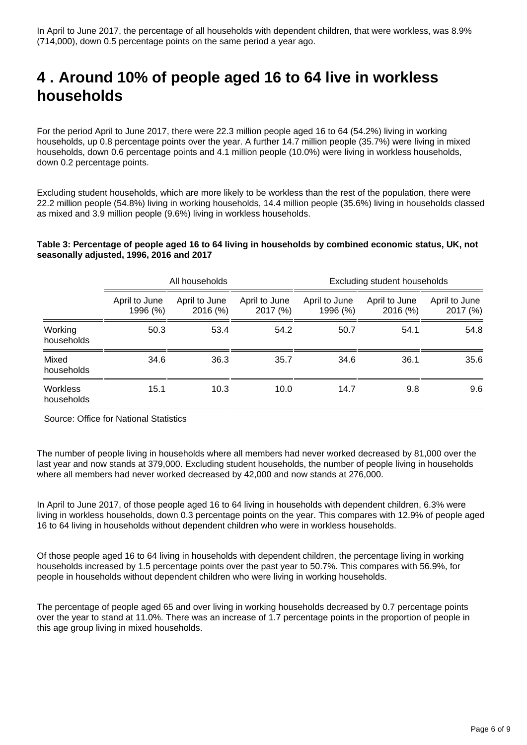In April to June 2017, the percentage of all households with dependent children, that were workless, was 8.9% (714,000), down 0.5 percentage points on the same period a year ago.

## 4 . Around 10% of people aged 16 to 64 live in workless households

For the period April to June 2017, there were 22.3 million people aged 16 to 64 (54.2%) living in working households, up 0.8 percentage points over the year. A further 14.7 million people (35.7%) were living in mixed households, down 0.6 percentage points and 4.1 million people (10.0%) were living in workless households, down 0.2 percentage points.

Excluding student households, which are more likely to be workless than the rest of the population, there were 22.2 million people (54.8%) living in working households, 14.4 million people (35.6%) living in households classed as mixed and 3.9 million people (9.6%) living in workless households.

**Table 3: Percentage of people aged 16 to 64 living in households by combined economic status, UK, not seasonally adjusted, 1996, 2016 and 2017**

| | All households | | | Excluding student households | | |
|---|---|---|---|---|---|---|
| | April to June 1996 (%) | April to June 2016 (%) | April to June 2017 (%) | April to June 1996 (%) | April to June 2016 (%) | April to June 2017 (%) |
| Working households | 50.3 | 53.4 | 54.2 | 50.7 | 54.1 | 54.8 |
| Mixed households | 34.6 | 36.3 | 35.7 | 34.6 | 36.1 | 35.6 |
| Workless households | 15.1 | 10.3 | 10.0 | 14.7 | 9.8 | 9.6 |

Source: Office for National Statistics

The number of people living in households where all members had never worked decreased by 81,000 over the last year and now stands at 379,000. Excluding student households, the number of people living in households where all members had never worked decreased by 42,000 and now stands at 276,000.

In April to June 2017, of those people aged 16 to 64 living in households with dependent children, 6.3% were living in workless households, down 0.3 percentage points on the year. This compares with 12.9% of people aged 16 to 64 living in households without dependent children who were in workless households.

Of those people aged 16 to 64 living in households with dependent children, the percentage living in working households increased by 1.5 percentage points over the past year to 50.7%. This compares with 56.9%, for people in households without dependent children who were living in working households.

The percentage of people aged 65 and over living in working households decreased by 0.7 percentage points over the year to stand at 11.0%. There was an increase of 1.7 percentage points in the proportion of people in this age group living in mixed households.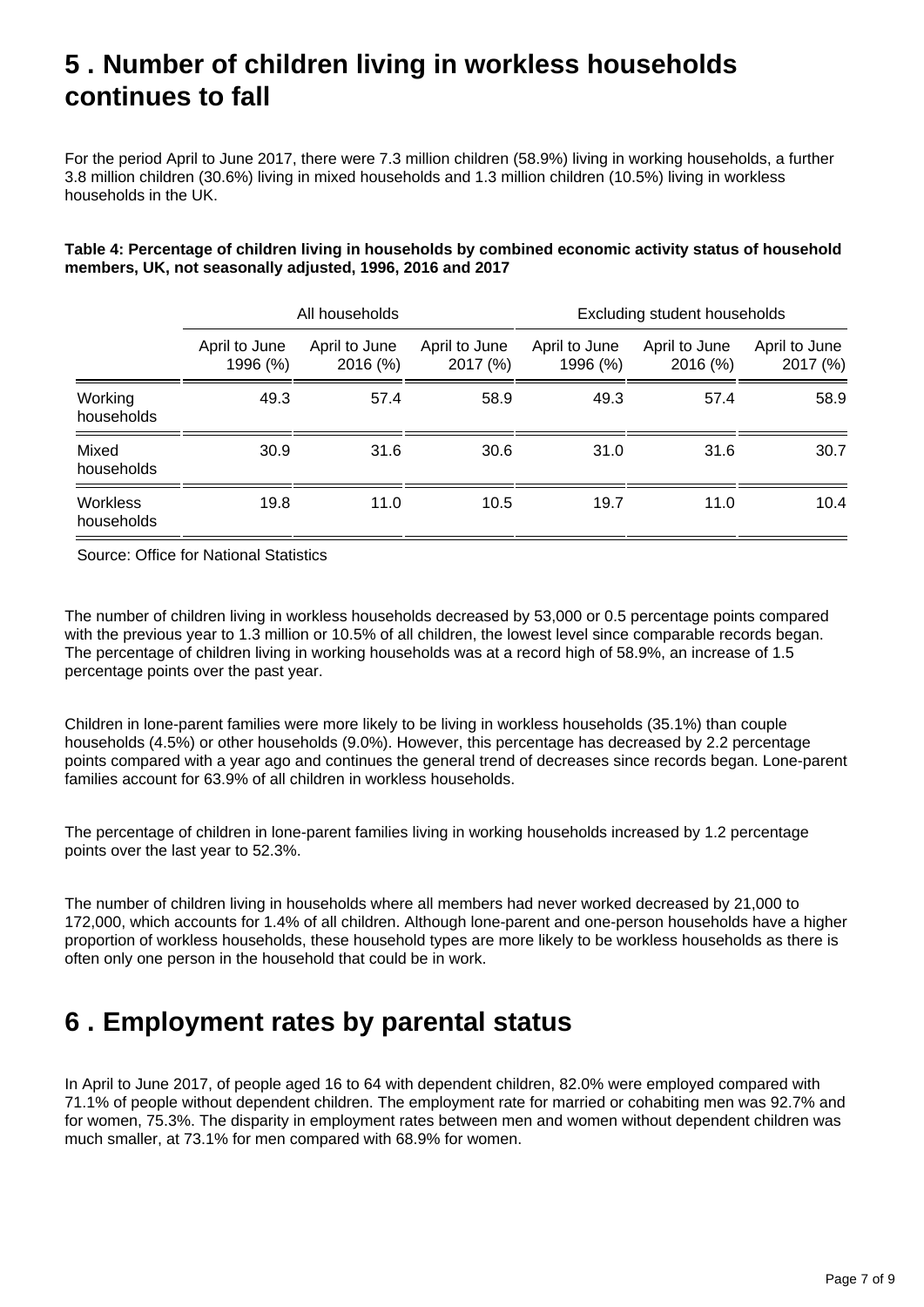## 5 . Number of children living in workless households continues to fall

For the period April to June 2017, there were 7.3 million children (58.9%) living in working households, a further 3.8 million children (30.6%) living in mixed households and 1.3 million children (10.5%) living in workless households in the UK.

**Table 4: Percentage of children living in households by combined economic activity status of household members, UK, not seasonally adjusted, 1996, 2016 and 2017**

| | All households | | | Excluding student households | | |
|---|---|---|---|---|---|---|
| | April to June 1996 (%) | April to June 2016 (%) | April to June 2017 (%) | April to June 1996 (%) | April to June 2016 (%) | April to June 2017 (%) |
| Working households | 49.3 | 57.4 | 58.9 | 49.3 | 57.4 | 58.9 |
| Mixed households | 30.9 | 31.6 | 30.6 | 31.0 | 31.6 | 30.7 |
| Workless households | 19.8 | 11.0 | 10.5 | 19.7 | 11.0 | 10.4 |

Source: Office for National Statistics

The number of children living in workless households decreased by 53,000 or 0.5 percentage points compared with the previous year to 1.3 million or 10.5% of all children, the lowest level since comparable records began. The percentage of children living in working households was at a record high of 58.9%, an increase of 1.5 percentage points over the past year.

Children in lone-parent families were more likely to be living in workless households (35.1%) than couple households (4.5%) or other households (9.0%). However, this percentage has decreased by 2.2 percentage points compared with a year ago and continues the general trend of decreases since records began. Lone-parent families account for 63.9% of all children in workless households.

The percentage of children in lone-parent families living in working households increased by 1.2 percentage points over the last year to 52.3%.

The number of children living in households where all members had never worked decreased by 21,000 to 172,000, which accounts for 1.4% of all children. Although lone-parent and one-person households have a higher proportion of workless households, these household types are more likely to be workless households as there is often only one person in the household that could be in work.

## 6 . Employment rates by parental status

In April to June 2017, of people aged 16 to 64 with dependent children, 82.0% were employed compared with 71.1% of people without dependent children. The employment rate for married or cohabiting men was 92.7% and for women, 75.3%. The disparity in employment rates between men and women without dependent children was much smaller, at 73.1% for men compared with 68.9% for women.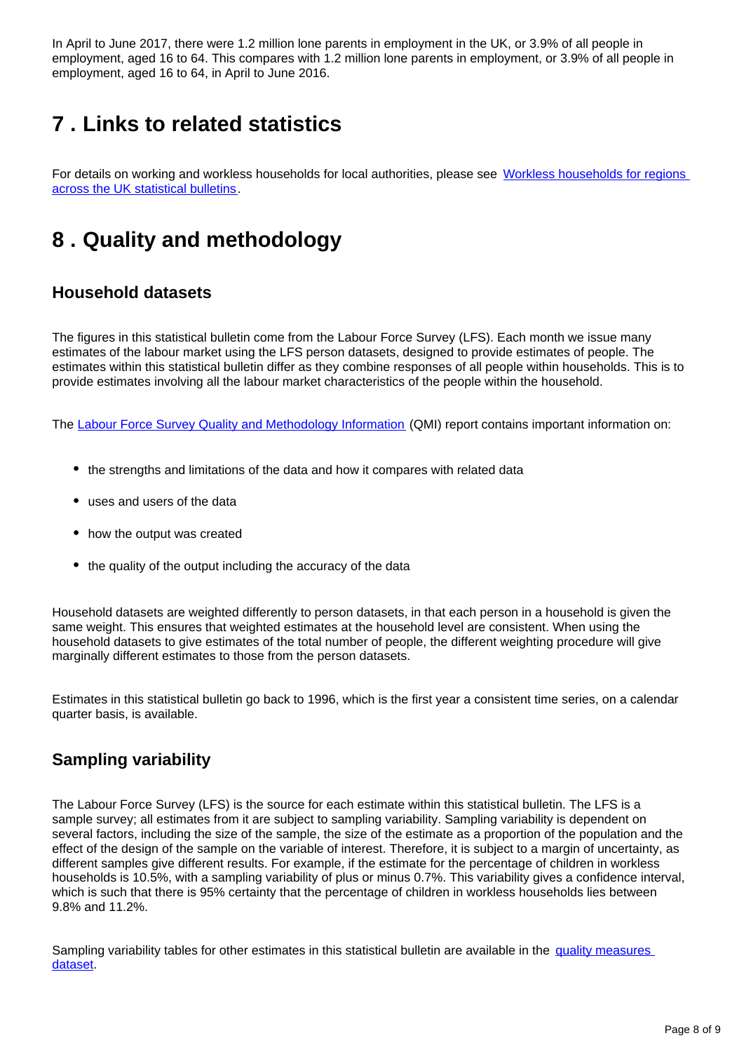In April to June 2017, there were 1.2 million lone parents in employment in the UK, or 3.9% of all people in employment, aged 16 to 64. This compares with 1.2 million lone parents in employment, or 3.9% of all people in employment, aged 16 to 64, in April to June 2016.

## 7 . Links to related statistics

For details on working and workless households for local authorities, please see [Workless households for regions across the UK statistical bulletins](#).

## 8 . Quality and methodology

### Household datasets

The figures in this statistical bulletin come from the Labour Force Survey (LFS). Each month we issue many estimates of the labour market using the LFS person datasets, designed to provide estimates of people. The estimates within this statistical bulletin differ as they combine responses of all people within households. This is to provide estimates involving all the labour market characteristics of the people within the household.

The [Labour Force Survey Quality and Methodology Information](#) (QMI) report contains important information on:

- the strengths and limitations of the data and how it compares with related data
- uses and users of the data
- how the output was created
- the quality of the output including the accuracy of the data

Household datasets are weighted differently to person datasets, in that each person in a household is given the same weight. This ensures that weighted estimates at the household level are consistent. When using the household datasets to give estimates of the total number of people, the different weighting procedure will give marginally different estimates to those from the person datasets.

Estimates in this statistical bulletin go back to 1996, which is the first year a consistent time series, on a calendar quarter basis, is available.

### Sampling variability

The Labour Force Survey (LFS) is the source for each estimate within this statistical bulletin. The LFS is a sample survey; all estimates from it are subject to sampling variability. Sampling variability is dependent on several factors, including the size of the sample, the size of the estimate as a proportion of the population and the effect of the design of the sample on the variable of interest. Therefore, it is subject to a margin of uncertainty, as different samples give different results. For example, if the estimate for the percentage of children in workless households is 10.5%, with a sampling variability of plus or minus 0.7%. This variability gives a confidence interval, which is such that there is 95% certainty that the percentage of children in workless households lies between 9.8% and 11.2%.

Sampling variability tables for other estimates in this statistical bulletin are available in the [quality measures dataset](#).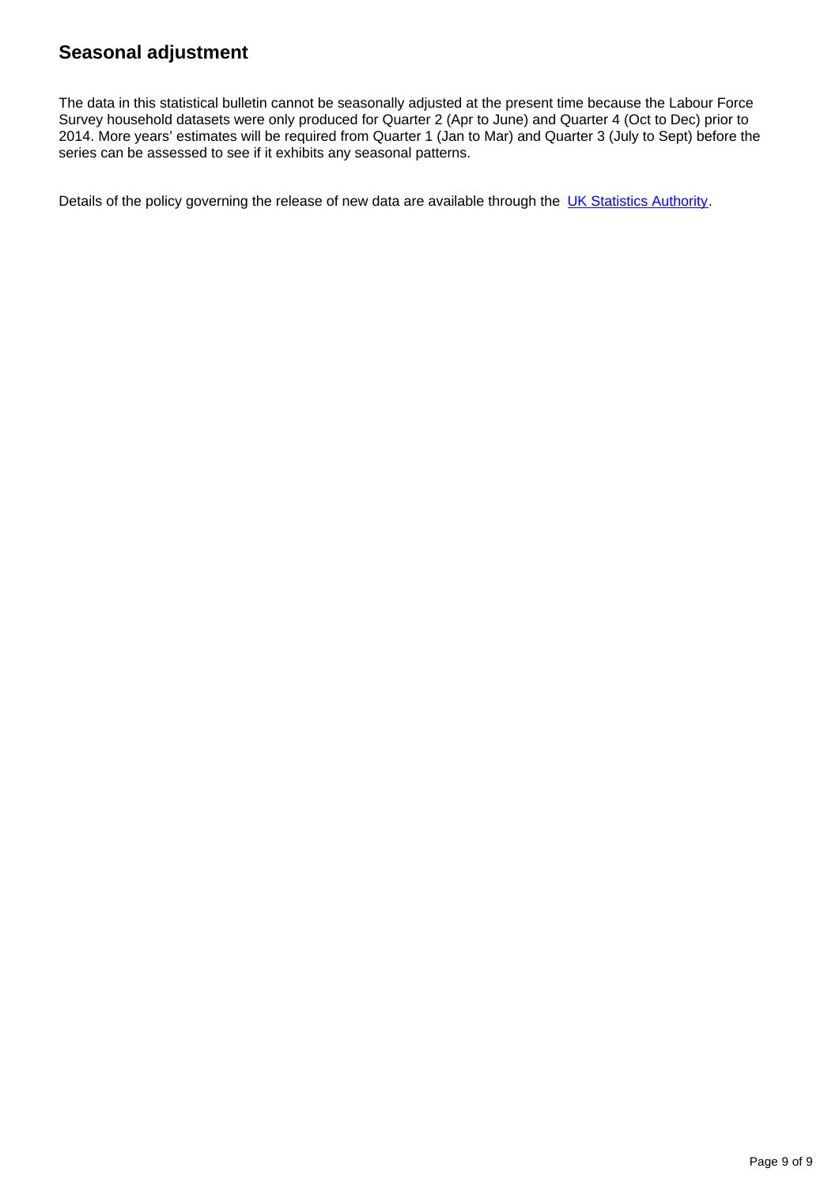## Seasonal adjustment

The data in this statistical bulletin cannot be seasonally adjusted at the present time because the Labour Force Survey household datasets were only produced for Quarter 2 (Apr to June) and Quarter 4 (Oct to Dec) prior to 2014. More years' estimates will be required from Quarter 1 (Jan to Mar) and Quarter 3 (July to Sept) before the series can be assessed to see if it exhibits any seasonal patterns.

Details of the policy governing the release of new data are available through the UK Statistics Authority.